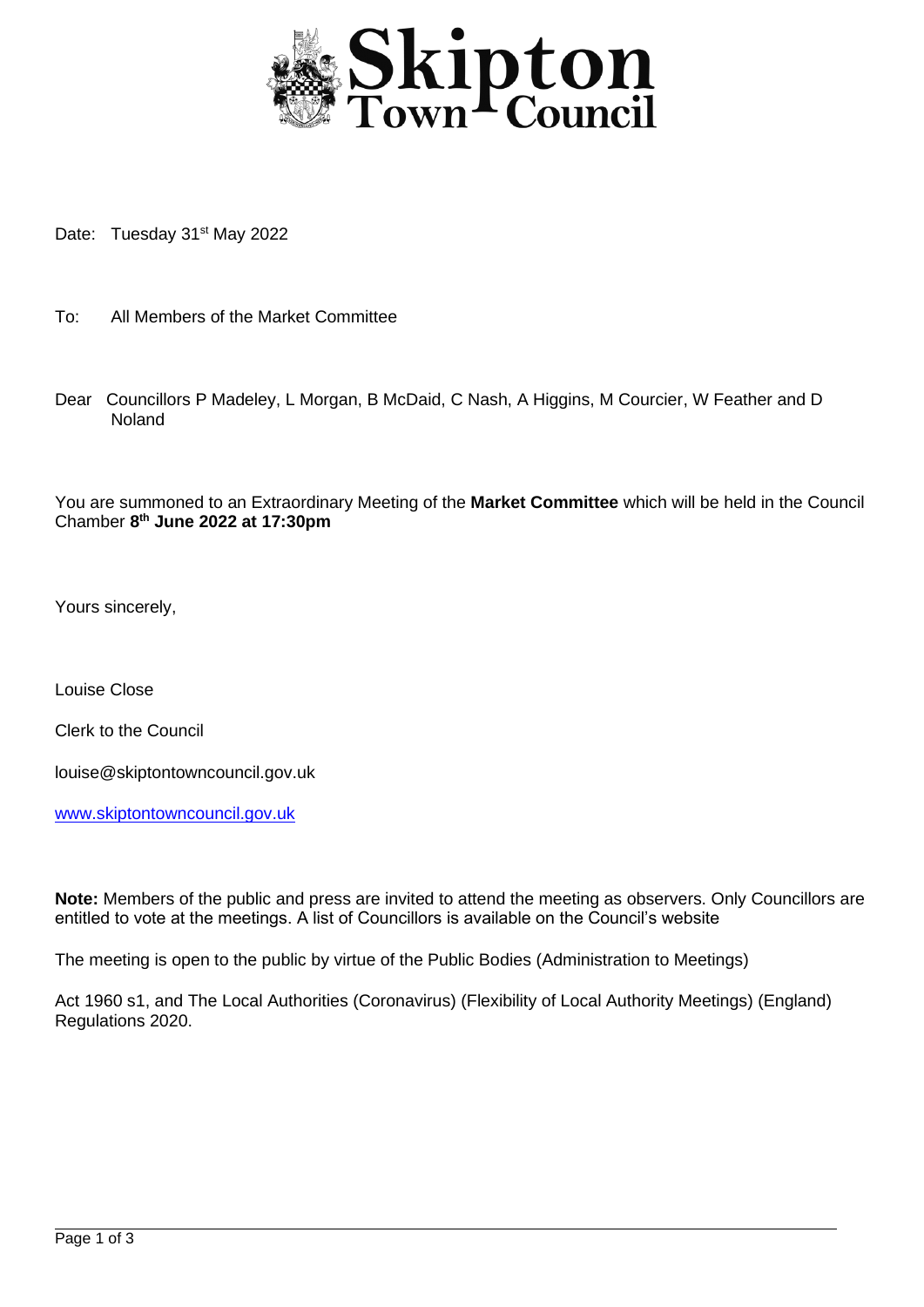# Skipton Town Council

Date: Tuesday 31st May 2022

To: All Members of the Market Committee

Dear Councillors P Madeley, L Morgan, B McDaid, C Nash, A Higgins, M Courcier, W Feather and D Noland

You are summoned to an Extraordinary Meeting of the **Market Committee** which will be held in the Council Chamber **8th June 2022 at 17:30pm**

Yours sincerely,

Louise Close

Clerk to the Council

louise@skiptontowncouncil.gov.uk

www.skiptontowncouncil.gov.uk

**Note:** Members of the public and press are invited to attend the meeting as observers. Only Councillors are entitled to vote at the meetings. A list of Councillors is available on the Council's website

The meeting is open to the public by virtue of the Public Bodies (Administration to Meetings)

Act 1960 s1, and The Local Authorities (Coronavirus) (Flexibility of Local Authority Meetings) (England) Regulations 2020.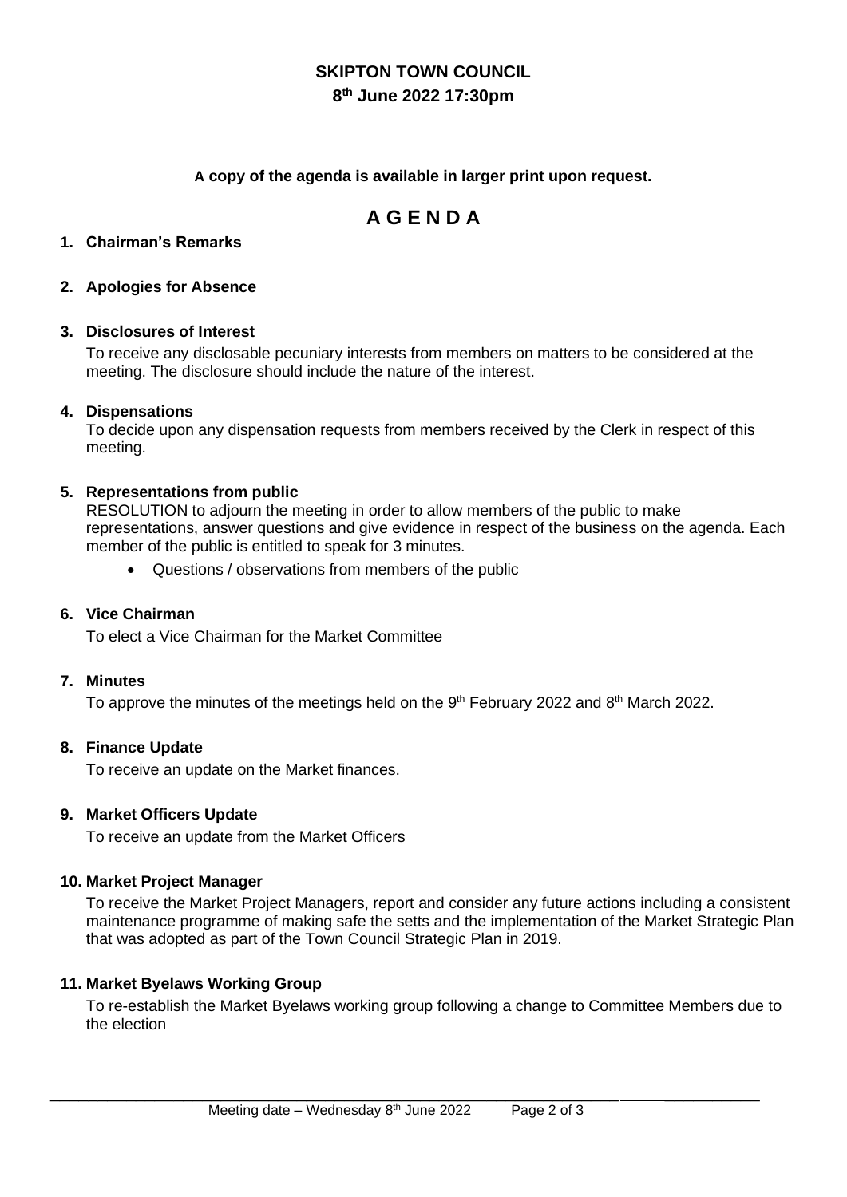**SKIPTON TOWN COUNCIL**

**8th June 2022 17:30pm**

**A copy of the agenda is available in larger print upon request.**

# A G E N D A

**1. Chairman's Remarks**

**2. Apologies for Absence**

**3. Disclosures of Interest**

To receive any disclosable pecuniary interests from members on matters to be considered at the meeting. The disclosure should include the nature of the interest.

**4. Dispensations**

To decide upon any dispensation requests from members received by the Clerk in respect of this meeting.

**5. Representations from public**

RESOLUTION to adjourn the meeting in order to allow members of the public to make representations, answer questions and give evidence in respect of the business on the agenda. Each member of the public is entitled to speak for 3 minutes.

- Questions / observations from members of the public

**6. Vice Chairman**

To elect a Vice Chairman for the Market Committee

**7. Minutes**

To approve the minutes of the meetings held on the 9th February 2022 and 8th March 2022.

**8. Finance Update**

To receive an update on the Market finances.

**9. Market Officers Update**

To receive an update from the Market Officers

**10. Market Project Manager**

To receive the Market Project Managers, report and consider any future actions including a consistent maintenance programme of making safe the setts and the implementation of the Market Strategic Plan that was adopted as part of the Town Council Strategic Plan in 2019.

**11. Market Byelaws Working Group**

To re-establish the Market Byelaws working group following a change to Committee Members due to the election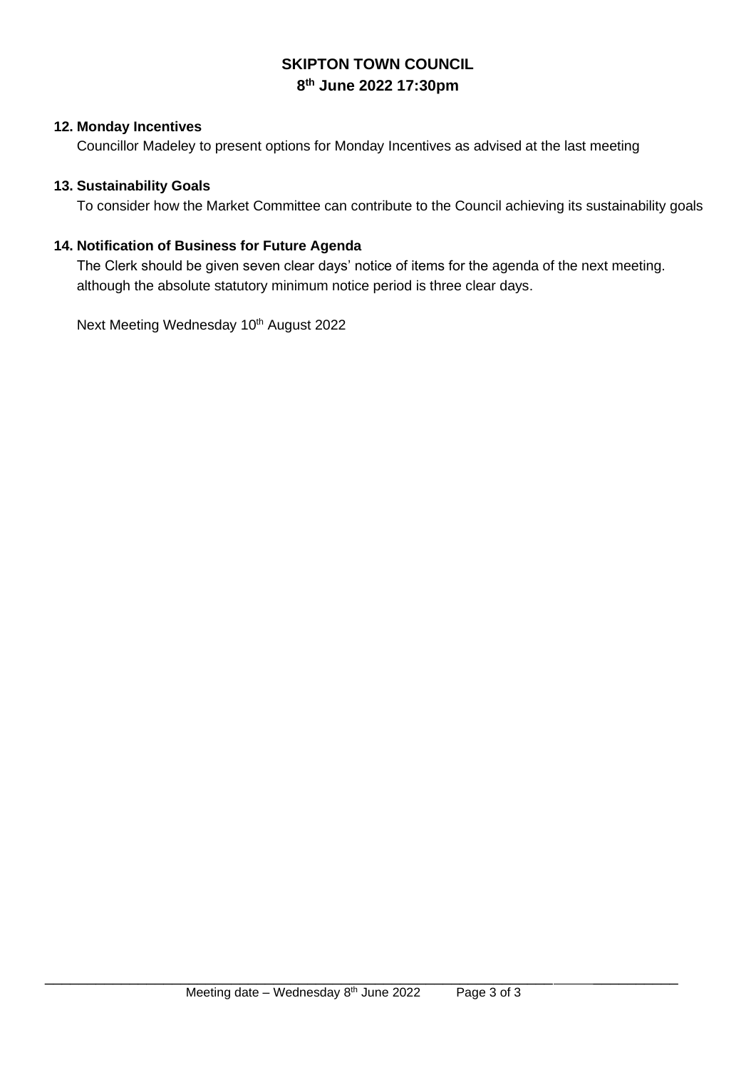**SKIPTON TOWN COUNCIL**
**8th June 2022 17:30pm**

**12. Monday Incentives**

Councillor Madeley to present options for Monday Incentives as advised at the last meeting

**13. Sustainability Goals**

To consider how the Market Committee can contribute to the Council achieving its sustainability goals

**14. Notification of Business for Future Agenda**

The Clerk should be given seven clear days' notice of items for the agenda of the next meeting. although the absolute statutory minimum notice period is three clear days.

Next Meeting Wednesday 10th August 2022